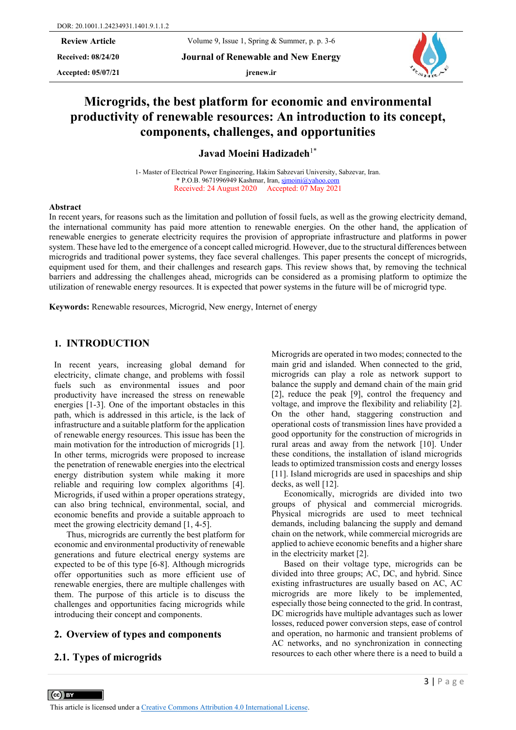DOR: 20.1001.1.24234931.1401.9.1.1.2

**Review Article**

**Received: 08/24/20**

**Accepted: 05/07/21**

# Microgrids, the best platform for economic and environmental productivity of renewable resources: An introduction to its concept, components, challenges, and opportunities

**Javad Moeini Hadizadeh**[1*]

1- Master of Electrical Power Engineering, Hakim Sabzevari University, Sabzevar, Iran.
* P.O.B. 9671996949 Kashmar, Iran, sjmoini@yahoo.com
Received: 24 August 2020 Accepted: 07 May 2021

## Abstract

In recent years, for reasons such as the limitation and pollution of fossil fuels, as well as the growing electricity demand, the international community has paid more attention to renewable energies. On the other hand, the application of renewable energies to generate electricity requires the provision of appropriate infrastructure and platforms in power system. These have led to the emergence of a concept called microgrid. However, due to the structural differences between microgrids and traditional power systems, they face several challenges. This paper presents the concept of microgrids, equipment used for them, and their challenges and research gaps. This review shows that, by removing the technical barriers and addressing the challenges ahead, microgrids can be considered as a promising platform to optimize the utilization of renewable energy resources. It is expected that power systems in the future will be of microgrid type.

**Keywords:** Renewable resources, Microgrid, New energy, Internet of energy

## 1. INTRODUCTION

In recent years, increasing global demand for electricity, climate change, and problems with fossil fuels such as environmental issues and poor productivity have increased the stress on renewable energies [1-3]. One of the important obstacles in this path, which is addressed in this article, is the lack of infrastructure and a suitable platform for the application of renewable energy resources. This issue has been the main motivation for the introduction of microgrids [1]. In other terms, microgrids were proposed to increase the penetration of renewable energies into the electrical energy distribution system while making it more reliable and requiring low complex algorithms [4]. Microgrids, if used within a proper operations strategy, can also bring technical, environmental, social, and economic benefits and provide a suitable approach to meet the growing electricity demand [1, 4-5].

Thus, microgrids are currently the best platform for economic and environmental productivity of renewable generations and future electrical energy systems are expected to be of this type [6-8]. Although microgrids offer opportunities such as more efficient use of renewable energies, there are multiple challenges with them. The purpose of this article is to discuss the challenges and opportunities facing microgrids while introducing their concept and components.

## 2. Overview of types and components

### 2.1. Types of microgrids

Microgrids are operated in two modes; connected to the main grid and islanded. When connected to the grid, microgrids can play a role as network support to balance the supply and demand chain of the main grid [2], reduce the peak [9], control the frequency and voltage, and improve the flexibility and reliability [2]. On the other hand, staggering construction and operational costs of transmission lines have provided a good opportunity for the construction of microgrids in rural areas and away from the network [10]. Under these conditions, the installation of island microgrids leads to optimized transmission costs and energy losses [11]. Island microgrids are used in spaceships and ship decks, as well [12].

Economically, microgrids are divided into two groups of physical and commercial microgrids. Physical microgrids are used to meet technical demands, including balancing the supply and demand chain on the network, while commercial microgrids are applied to achieve economic benefits and a higher share in the electricity market [2].

Based on their voltage type, microgrids can be divided into three groups; AC, DC, and hybrid. Since existing infrastructures are usually based on AC, AC microgrids are more likely to be implemented, especially those being connected to the grid. In contrast, DC microgrids have multiple advantages such as lower losses, reduced power conversion steps, ease of control and operation, no harmonic and transient problems of AC networks, and no synchronization in connecting resources to each other where there is a need to build a

This article is licensed under a Creative Commons Attribution 4.0 International License.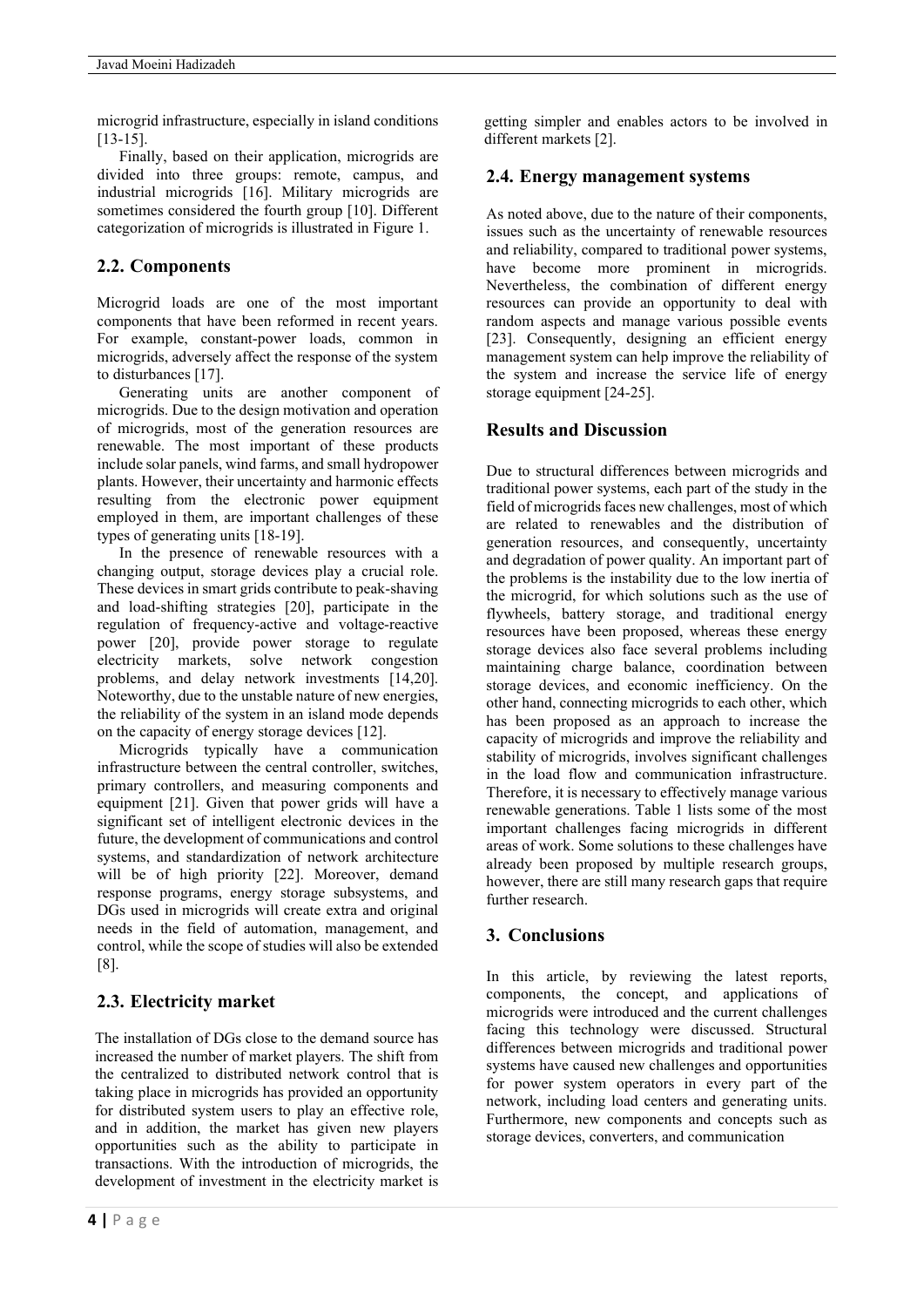microgrid infrastructure, especially in island conditions [13-15].

Finally, based on their application, microgrids are divided into three groups: remote, campus, and industrial microgrids [16]. Military microgrids are sometimes considered the fourth group [10]. Different categorization of microgrids is illustrated in Figure 1.

## 2.2. Components

Microgrid loads are one of the most important components that have been reformed in recent years. For example, constant-power loads, common in microgrids, adversely affect the response of the system to disturbances [17].

Generating units are another component of microgrids. Due to the design motivation and operation of microgrids, most of the generation resources are renewable. The most important of these products include solar panels, wind farms, and small hydropower plants. However, their uncertainty and harmonic effects resulting from the electronic power equipment employed in them, are important challenges of these types of generating units [18-19].

In the presence of renewable resources with a changing output, storage devices play a crucial role. These devices in smart grids contribute to peak-shaving and load-shifting strategies [20], participate in the regulation of frequency-active and voltage-reactive power [20], provide power storage to regulate electricity markets, solve network congestion problems, and delay network investments [14,20]. Noteworthy, due to the unstable nature of new energies, the reliability of the system in an island mode depends on the capacity of energy storage devices [12].

Microgrids typically have a communication infrastructure between the central controller, switches, primary controllers, and measuring components and equipment [21]. Given that power grids will have a significant set of intelligent electronic devices in the future, the development of communications and control systems, and standardization of network architecture will be of high priority [22]. Moreover, demand response programs, energy storage subsystems, and DGs used in microgrids will create extra and original needs in the field of automation, management, and control, while the scope of studies will also be extended [8].

## 2.3. Electricity market

The installation of DGs close to the demand source has increased the number of market players. The shift from the centralized to distributed network control that is taking place in microgrids has provided an opportunity for distributed system users to play an effective role, and in addition, the market has given new players opportunities such as the ability to participate in transactions. With the introduction of microgrids, the development of investment in the electricity market is getting simpler and enables actors to be involved in different markets [2].

## 2.4. Energy management systems

As noted above, due to the nature of their components, issues such as the uncertainty of renewable resources and reliability, compared to traditional power systems, have become more prominent in microgrids. Nevertheless, the combination of different energy resources can provide an opportunity to deal with random aspects and manage various possible events [23]. Consequently, designing an efficient energy management system can help improve the reliability of the system and increase the service life of energy storage equipment [24-25].

## Results and Discussion

Due to structural differences between microgrids and traditional power systems, each part of the study in the field of microgrids faces new challenges, most of which are related to renewables and the distribution of generation resources, and consequently, uncertainty and degradation of power quality. An important part of the problems is the instability due to the low inertia of the microgrid, for which solutions such as the use of flywheels, battery storage, and traditional energy resources have been proposed, whereas these energy storage devices also face several problems including maintaining charge balance, coordination between storage devices, and economic inefficiency. On the other hand, connecting microgrids to each other, which has been proposed as an approach to increase the capacity of microgrids and improve the reliability and stability of microgrids, involves significant challenges in the load flow and communication infrastructure. Therefore, it is necessary to effectively manage various renewable generations. Table 1 lists some of the most important challenges facing microgrids in different areas of work. Some solutions to these challenges have already been proposed by multiple research groups, however, there are still many research gaps that require further research.

## 3. Conclusions

In this article, by reviewing the latest reports, components, the concept, and applications of microgrids were introduced and the current challenges facing this technology were discussed. Structural differences between microgrids and traditional power systems have caused new challenges and opportunities for power system operators in every part of the network, including load centers and generating units. Furthermore, new components and concepts such as storage devices, converters, and communication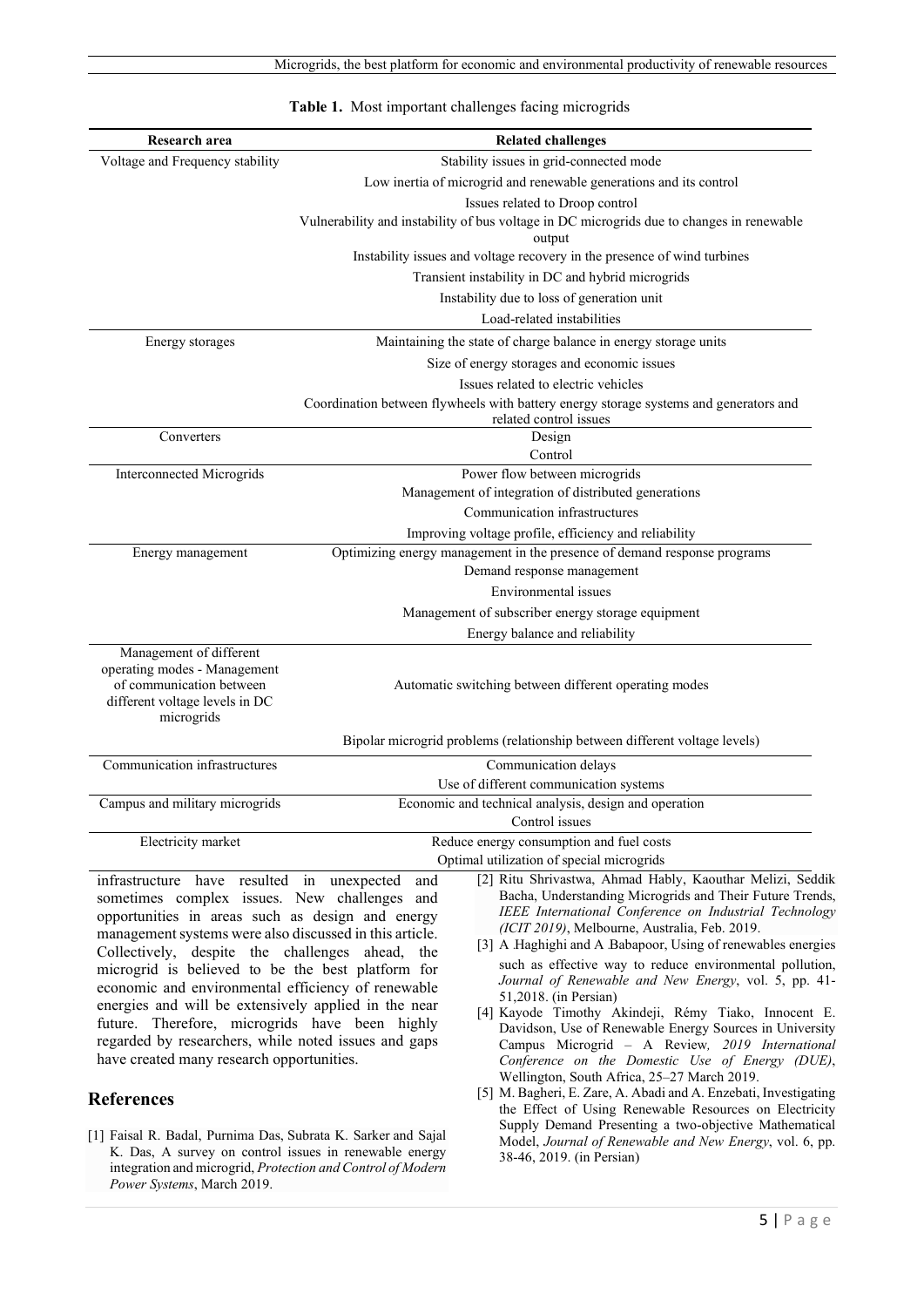**Table 1.** Most important challenges facing microgrids

| Research area | Related challenges |
|---|---|
| Voltage and Frequency stability | Stability issues in grid-connected mode |
| | Low inertia of microgrid and renewable generations and its control |
| | Issues related to Droop control |
| | Vulnerability and instability of bus voltage in DC microgrids due to changes in renewable output |
| | Instability issues and voltage recovery in the presence of wind turbines |
| | Transient instability in DC and hybrid microgrids |
| | Instability due to loss of generation unit |
| | Load-related instabilities |
| Energy storages | Maintaining the state of charge balance in energy storage units |
| | Size of energy storages and economic issues |
| | Issues related to electric vehicles |
| | Coordination between flywheels with battery energy storage systems and generators and related control issues |
| Converters | Design |
| | Control |
| Interconnected Microgrids | Power flow between microgrids |
| | Management of integration of distributed generations |
| | Communication infrastructures |
| | Improving voltage profile, efficiency and reliability |
| Energy management | Optimizing energy management in the presence of demand response programs |
| | Demand response management |
| | Environmental issues |
| | Management of subscriber energy storage equipment |
| | Energy balance and reliability |
| Management of different operating modes - Management of communication between different voltage levels in DC microgrids | Automatic switching between different operating modes |
| | Bipolar microgrid problems (relationship between different voltage levels) |
| Communication infrastructures | Communication delays |
| | Use of different communication systems |
| Campus and military microgrids | Economic and technical analysis, design and operation |
| | Control issues |
| Electricity market | Reduce energy consumption and fuel costs |
| | Optimal utilization of special microgrids |

infrastructure have resulted in unexpected and sometimes complex issues. New challenges and opportunities in areas such as design and energy management systems were also discussed in this article. Collectively, despite the challenges ahead, the microgrid is believed to be the best platform for economic and environmental efficiency of renewable energies and will be extensively applied in the near future. Therefore, microgrids have been highly regarded by researchers, while noted issues and gaps have created many research opportunities.

## References

[1] Faisal R. Badal, Purnima Das, Subrata K. Sarker and Sajal K. Das, A survey on control issues in renewable energy integration and microgrid, *Protection and Control of Modern Power Systems*, March 2019.

[2] Ritu Shrivastwa, Ahmad Hably, Kaouthar Melizi, Seddik Bacha, Understanding Microgrids and Their Future Trends, *IEEE International Conference on Industrial Technology (ICIT 2019)*, Melbourne, Australia, Feb. 2019.

[3] A .Haghighi and A .Babapoor, Using of renewables energies such as effective way to reduce environmental pollution, *Journal of Renewable and New Energy*, vol. 5, pp. 41-51,2018. (in Persian)

[4] Kayode Timothy Akindeji, Rémy Tiako, Innocent E. Davidson, Use of Renewable Energy Sources in University Campus Microgrid – A Review*, 2019 International Conference on the Domestic Use of Energy (DUE)*, Wellington, South Africa, 25–27 March 2019.

[5] M. Bagheri, E. Zare, A. Abadi and A. Enzebati, Investigating the Effect of Using Renewable Resources on Electricity Supply Demand Presenting a two-objective Mathematical Model, *Journal of Renewable and New Energy*, vol. 6, pp. 38-46, 2019. (in Persian)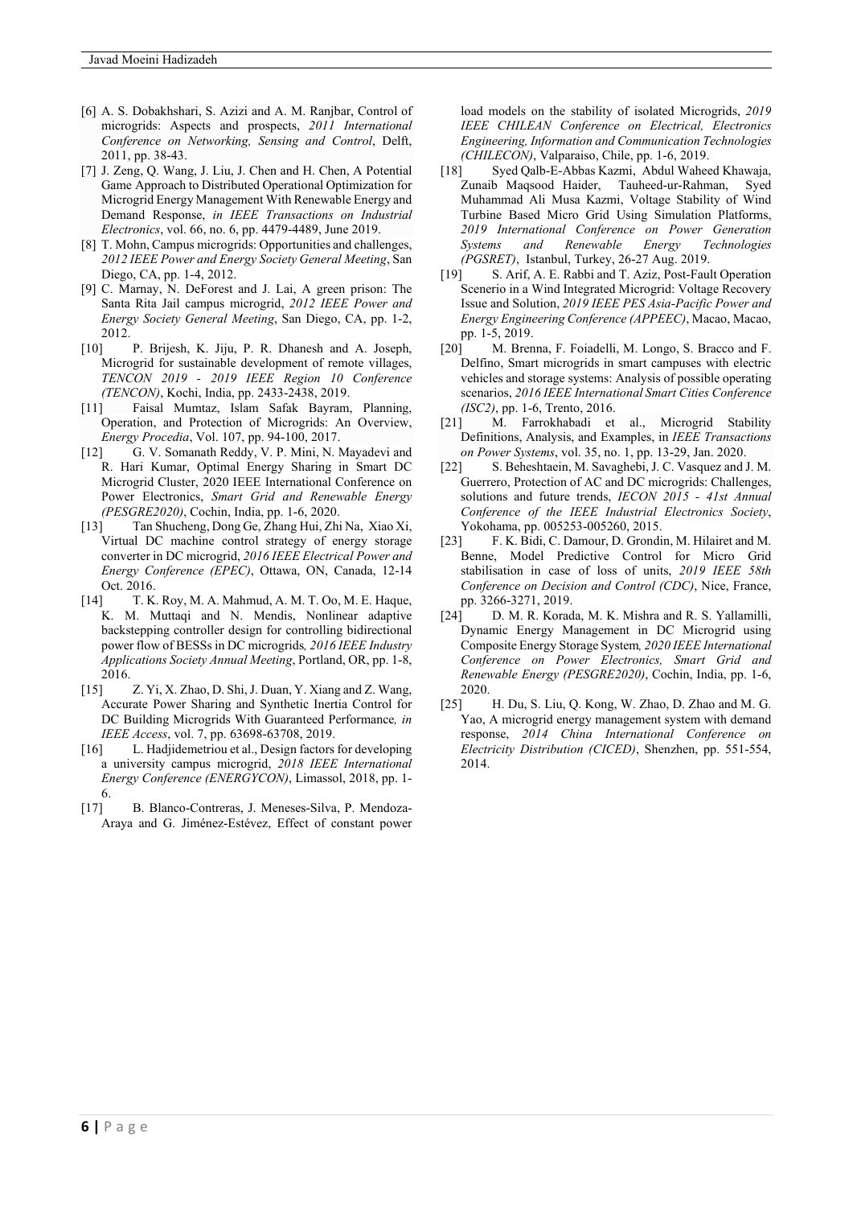[6] A. S. Dobakhshari, S. Azizi and A. M. Ranjbar, Control of microgrids: Aspects and prospects, *2011 International Conference on Networking, Sensing and Control*, Delft, 2011, pp. 38-43.

[7] J. Zeng, Q. Wang, J. Liu, J. Chen and H. Chen, A Potential Game Approach to Distributed Operational Optimization for Microgrid Energy Management With Renewable Energy and Demand Response, *in IEEE Transactions on Industrial Electronics*, vol. 66, no. 6, pp. 4479-4489, June 2019.

[8] T. Mohn, Campus microgrids: Opportunities and challenges, *2012 IEEE Power and Energy Society General Meeting*, San Diego, CA, pp. 1-4, 2012.

[9] C. Marnay, N. DeForest and J. Lai, A green prison: The Santa Rita Jail campus microgrid, *2012 IEEE Power and Energy Society General Meeting*, San Diego, CA, pp. 1-2, 2012.

[10] P. Brijesh, K. Jiju, P. R. Dhanesh and A. Joseph, Microgrid for sustainable development of remote villages, *TENCON 2019 - 2019 IEEE Region 10 Conference (TENCON)*, Kochi, India, pp. 2433-2438, 2019.

[11] Faisal Mumtaz, Islam Safak Bayram, Planning, Operation, and Protection of Microgrids: An Overview, *Energy Procedia*, Vol. 107, pp. 94-100, 2017.

[12] G. V. Somanath Reddy, V. P. Mini, N. Mayadevi and R. Hari Kumar, Optimal Energy Sharing in Smart DC Microgrid Cluster, 2020 IEEE International Conference on Power Electronics, *Smart Grid and Renewable Energy (PESGRE2020)*, Cochin, India, pp. 1-6, 2020.

[13] Tan Shucheng, Dong Ge, Zhang Hui, Zhi Na, Xiao Xi, Virtual DC machine control strategy of energy storage converter in DC microgrid, *2016 IEEE Electrical Power and Energy Conference (EPEC)*, Ottawa, ON, Canada, 12-14 Oct. 2016.

[14] T. K. Roy, M. A. Mahmud, A. M. T. Oo, M. E. Haque, K. M. Muttaqi and N. Mendis, Nonlinear adaptive backstepping controller design for controlling bidirectional power flow of BESSs in DC microgrids*, 2016 IEEE Industry Applications Society Annual Meeting*, Portland, OR, pp. 1-8, 2016.

[15] Z. Yi, X. Zhao, D. Shi, J. Duan, Y. Xiang and Z. Wang, Accurate Power Sharing and Synthetic Inertia Control for DC Building Microgrids With Guaranteed Performance*, in IEEE Access*, vol. 7, pp. 63698-63708, 2019.

[16] L. Hadjidemetriou et al., Design factors for developing a university campus microgrid, *2018 IEEE International Energy Conference (ENERGYCON)*, Limassol, 2018, pp. 1-6.

[17] B. Blanco-Contreras, J. Meneses-Silva, P. Mendoza-Araya and G. Jiménez-Estévez, Effect of constant power load models on the stability of isolated Microgrids, *2019 IEEE CHILEAN Conference on Electrical, Electronics Engineering, Information and Communication Technologies (CHILECON)*, Valparaiso, Chile, pp. 1-6, 2019.

[18] Syed Qalb-E-Abbas Kazmi, Abdul Waheed Khawaja, Zunaib Maqsood Haider, Tauheed-ur-Rahman, Syed Muhammad Ali Musa Kazmi, Voltage Stability of Wind Turbine Based Micro Grid Using Simulation Platforms, *2019 International Conference on Power Generation Systems and Renewable Energy Technologies (PGSRET)*, Istanbul, Turkey, 26-27 Aug. 2019.

[19] S. Arif, A. E. Rabbi and T. Aziz, Post-Fault Operation Scenerio in a Wind Integrated Microgrid: Voltage Recovery Issue and Solution, *2019 IEEE PES Asia-Pacific Power and Energy Engineering Conference (APPEEC)*, Macao, Macao, pp. 1-5, 2019.

[20] M. Brenna, F. Foiadelli, M. Longo, S. Bracco and F. Delfino, Smart microgrids in smart campuses with electric vehicles and storage systems: Analysis of possible operating scenarios, *2016 IEEE International Smart Cities Conference (ISC2)*, pp. 1-6, Trento, 2016.

[21] M. Farrokhabadi et al., Microgrid Stability Definitions, Analysis, and Examples, in *IEEE Transactions on Power Systems*, vol. 35, no. 1, pp. 13-29, Jan. 2020.

[22] S. Beheshtaein, M. Savaghebi, J. C. Vasquez and J. M. Guerrero, Protection of AC and DC microgrids: Challenges, solutions and future trends, *IECON 2015 - 41st Annual Conference of the IEEE Industrial Electronics Society*, Yokohama, pp. 005253-005260, 2015.

[23] F. K. Bidi, C. Damour, D. Grondin, M. Hilairet and M. Benne, Model Predictive Control for Micro Grid stabilisation in case of loss of units, *2019 IEEE 58th Conference on Decision and Control (CDC)*, Nice, France, pp. 3266-3271, 2019.

[24] D. M. R. Korada, M. K. Mishra and R. S. Yallamilli, Dynamic Energy Management in DC Microgrid using Composite Energy Storage System*, 2020 IEEE International Conference on Power Electronics, Smart Grid and Renewable Energy (PESGRE2020)*, Cochin, India, pp. 1-6, 2020.

[25] H. Du, S. Liu, Q. Kong, W. Zhao, D. Zhao and M. G. Yao, A microgrid energy management system with demand response, *2014 China International Conference on Electricity Distribution (CICED)*, Shenzhen, pp. 551-554, 2014.